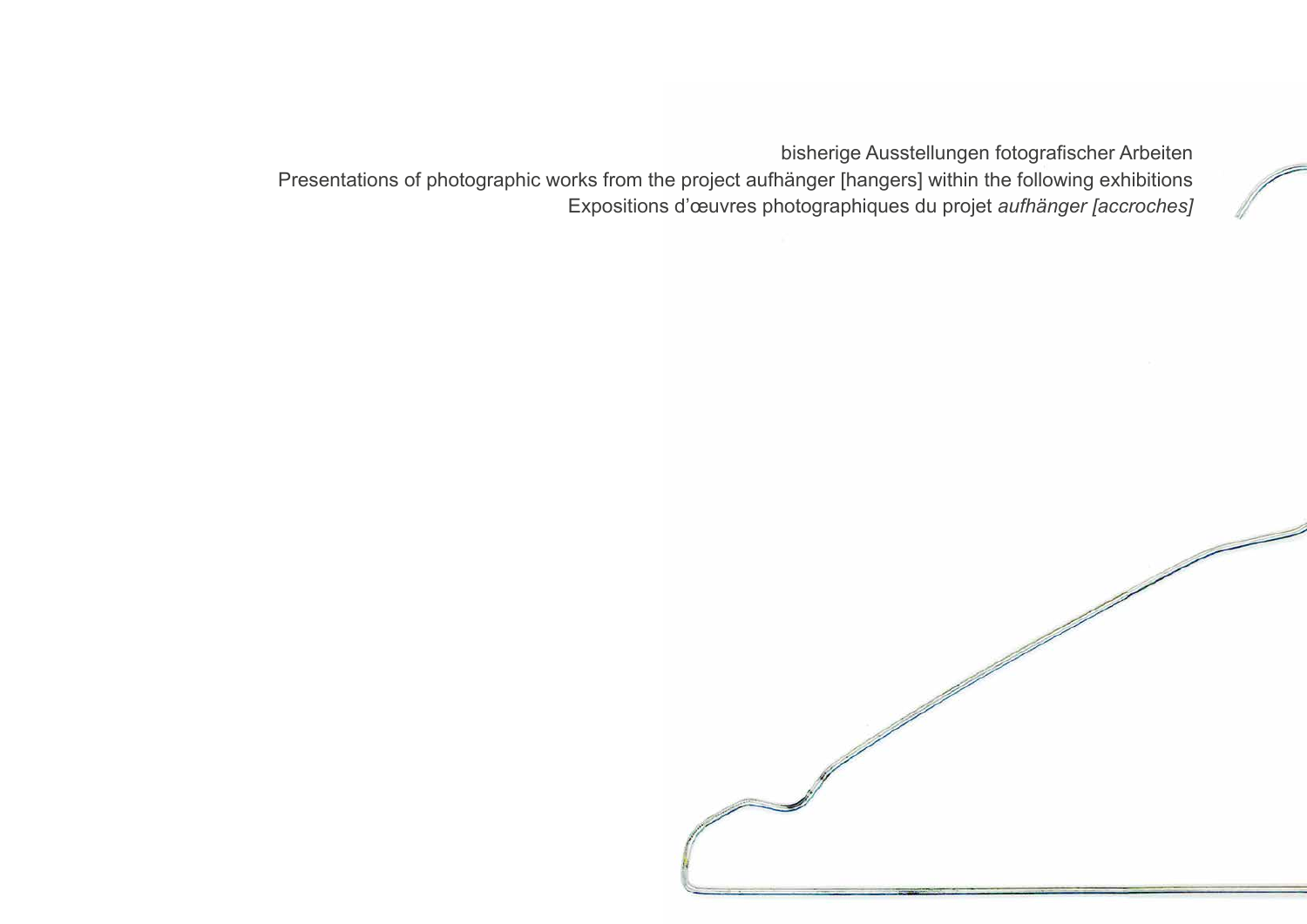bisherige Ausstellungen fotografischer Arbeiten

Presentations of photographic works from the project aufhänger [hangers] within the following exhibitions

Expositions d'œuvres photographiques du projet *aufhänger [accroches]*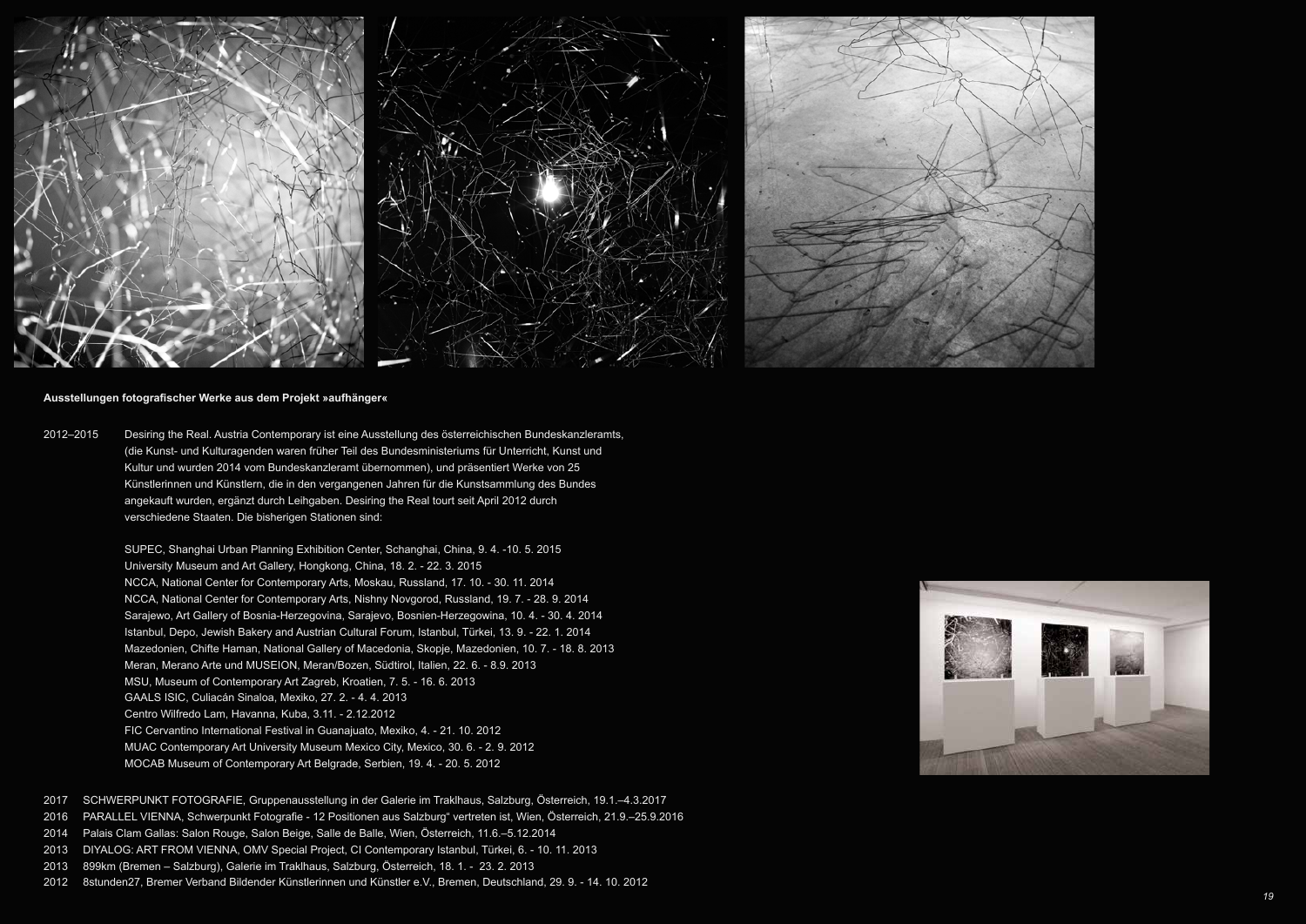**Ausstellungen fotografischer Werke aus dem Projekt »aufhänger«**

2012–2015 Desiring the Real. Austria Contemporary ist eine Ausstellung des österreichischen Bundeskanzleramts, (die Kunst- und Kulturagenden waren früher Teil des Bundesministeriums für Unterricht, Kunst und Kultur und wurden 2014 vom Bundeskanzleramt übernommen), und präsentiert Werke von 25 Künstlerinnen und Künstlern, die in den vergangenen Jahren für die Kunstsammlung des Bundes angekauft wurden, ergänzt durch Leihgaben. Desiring the Real tourt seit April 2012 durch verschiedene Staaten. Die bisherigen Stationen sind:

SUPEC, Shanghai Urban Planning Exhibition Center, Schanghai, China, 9. 4. -10. 5. 2015
University Museum and Art Gallery, Hongkong, China, 18. 2. - 22. 3. 2015
NCCA, National Center for Contemporary Arts, Moskau, Russland, 17. 10. - 30. 11. 2014
NCCA, National Center for Contemporary Arts, Nishny Novgorod, Russland, 19. 7. - 28. 9. 2014
Sarajewo, Art Gallery of Bosnia-Herzegovina, Sarajevo, Bosnien-Herzegowina, 10. 4. - 30. 4. 2014
Istanbul, Depo, Jewish Bakery and Austrian Cultural Forum, Istanbul, Türkei, 13. 9. - 22. 1. 2014
Mazedonien, Chifte Haman, National Gallery of Macedonia, Skopje, Mazedonien, 10. 7. - 18. 8. 2013
Meran, Merano Arte und MUSEION, Meran/Bozen, Südtirol, Italien, 22. 6. - 8.9. 2013
MSU, Museum of Contemporary Art Zagreb, Kroatien, 7. 5. - 16. 6. 2013
GAALS ISIC, Culiacán Sinaloa, Mexiko, 27. 2. - 4. 4. 2013
Centro Wilfredo Lam, Havanna, Kuba, 3.11. - 2.12.2012
FIC Cervantino International Festival in Guanajuato, Mexiko, 4. - 21. 10. 2012
MUAC Contemporary Art University Museum Mexico City, Mexico, 30. 6. - 2. 9. 2012
MOCAB Museum of Contemporary Art Belgrade, Serbien, 19. 4. - 20. 5. 2012

2017 SCHWERPUNKT FOTOGRAFIE, Gruppenausstellung in der Galerie im Traklhaus, Salzburg, Österreich, 19.1.–4.3.2017
2016 PARALLEL VIENNA, Schwerpunkt Fotografie - 12 Positionen aus Salzburg" vertreten ist, Wien, Österreich, 21.9.–25.9.2016
2014 Palais Clam Gallas: Salon Rouge, Salon Beige, Salle de Balle, Wien, Österreich, 11.6.–5.12.2014
2013 DIYALOG: ART FROM VIENNA, OMV Special Project, CI Contemporary Istanbul, Türkei, 6. - 10. 11. 2013
2013 899km (Bremen – Salzburg), Galerie im Traklhaus, Salzburg, Österreich, 18. 1. - 23. 2. 2013
2012 8stunden27, Bremer Verband Bildender Künstlerinnen und Künstler e.V., Bremen, Deutschland, 29. 9. - 14. 10. 2012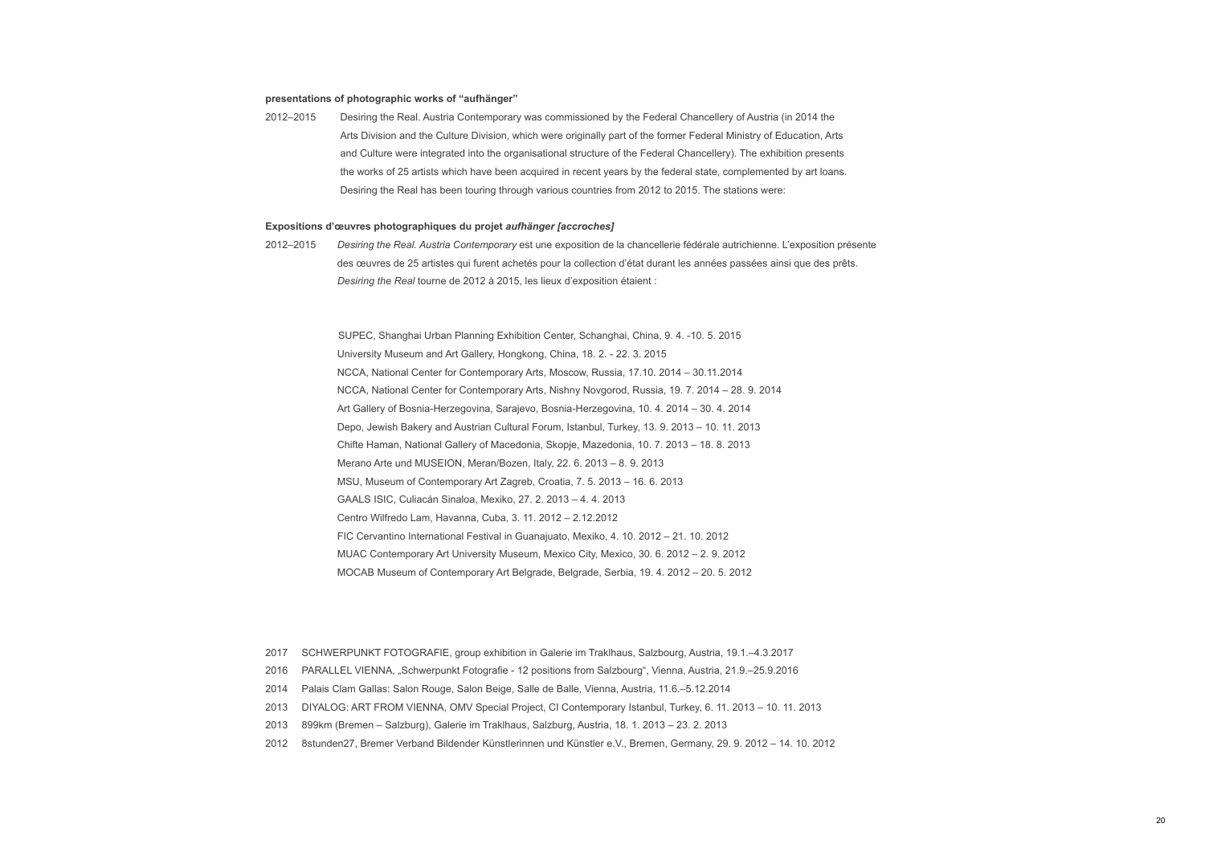**presentations of photographic works of "aufhänger"**

2012–2015 Desiring the Real. Austria Contemporary was commissioned by the Federal Chancellery of Austria (in 2014 the Arts Division and the Culture Division, which were originally part of the former Federal Ministry of Education, Arts and Culture were integrated into the organisational structure of the Federal Chancellery). The exhibition presents the works of 25 artists which have been acquired in recent years by the federal state, complemented by art loans. Desiring the Real has been touring through various countries from 2012 to 2015. The stations were:

**Expositions d'œuvres photographiques du projet *aufhänger [accroches]***

2012–2015 *Desiring the Real. Austria Contemporary* est une exposition de la chancellerie fédérale autrichienne. L'exposition présente des œuvres de 25 artistes qui furent achetés pour la collection d'état durant les années passées ainsi que des prêts. *Desiring the Real* tourne de 2012 à 2015, les lieux d'exposition étaient :

SUPEC, Shanghai Urban Planning Exhibition Center, Schanghai, China, 9. 4. -10. 5. 2015
University Museum and Art Gallery, Hongkong, China, 18. 2. - 22. 3. 2015
NCCA, National Center for Contemporary Arts, Moscow, Russia, 17.10. 2014 – 30.11.2014
NCCA, National Center for Contemporary Arts, Nishny Novgorod, Russia, 19. 7. 2014 – 28. 9. 2014
Art Gallery of Bosnia-Herzegovina, Sarajevo, Bosnia-Herzegovina, 10. 4. 2014 – 30. 4. 2014
Depo, Jewish Bakery and Austrian Cultural Forum, Istanbul, Turkey, 13. 9. 2013 – 10. 11. 2013
Chifte Haman, National Gallery of Macedonia, Skopje, Mazedonia, 10. 7. 2013 – 18. 8. 2013
Merano Arte und MUSEION, Meran/Bozen, Italy, 22. 6. 2013 – 8. 9. 2013
MSU, Museum of Contemporary Art Zagreb, Croatia, 7. 5. 2013 – 16. 6. 2013
GAALS ISIC, Culiacán Sinaloa, Mexiko, 27. 2. 2013 – 4. 4. 2013
Centro Wilfredo Lam, Havanna, Cuba, 3. 11. 2012 – 2.12.2012
FIC Cervantino International Festival in Guanajuato, Mexiko, 4. 10. 2012 – 21. 10. 2012
MUAC Contemporary Art University Museum, Mexico City, Mexico, 30. 6. 2012 – 2. 9. 2012
MOCAB Museum of Contemporary Art Belgrade, Belgrade, Serbia, 19. 4. 2012 – 20. 5. 2012

2017 SCHWERPUNKT FOTOGRAFIE, group exhibition in Galerie im Traklhaus, Salzbourg, Austria, 19.1.–4.3.2017
2016 PARALLEL VIENNA, „Schwerpunkt Fotografie - 12 positions from Salzbourg", Vienna, Austria, 21.9.–25.9.2016
2014 Palais Clam Gallas: Salon Rouge, Salon Beige, Salle de Balle, Vienna, Austria, 11.6.–5.12.2014
2013 DIYALOG: ART FROM VIENNA, OMV Special Project, CI Contemporary Istanbul, Turkey, 6. 11. 2013 – 10. 11. 2013
2013 899km (Bremen – Salzburg), Galerie im Traklhaus, Salzburg, Austria, 18. 1. 2013 – 23. 2. 2013
2012 8stunden27, Bremer Verband Bildender Künstlerinnen und Künstler e.V., Bremen, Germany, 29. 9. 2012 – 14. 10. 2012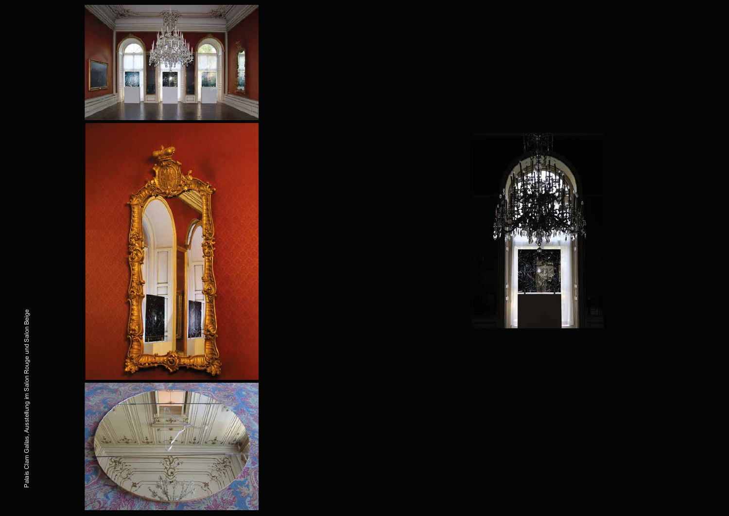Palais Clam Gallas, Ausstellung im Salon Rouge und Salon Beige